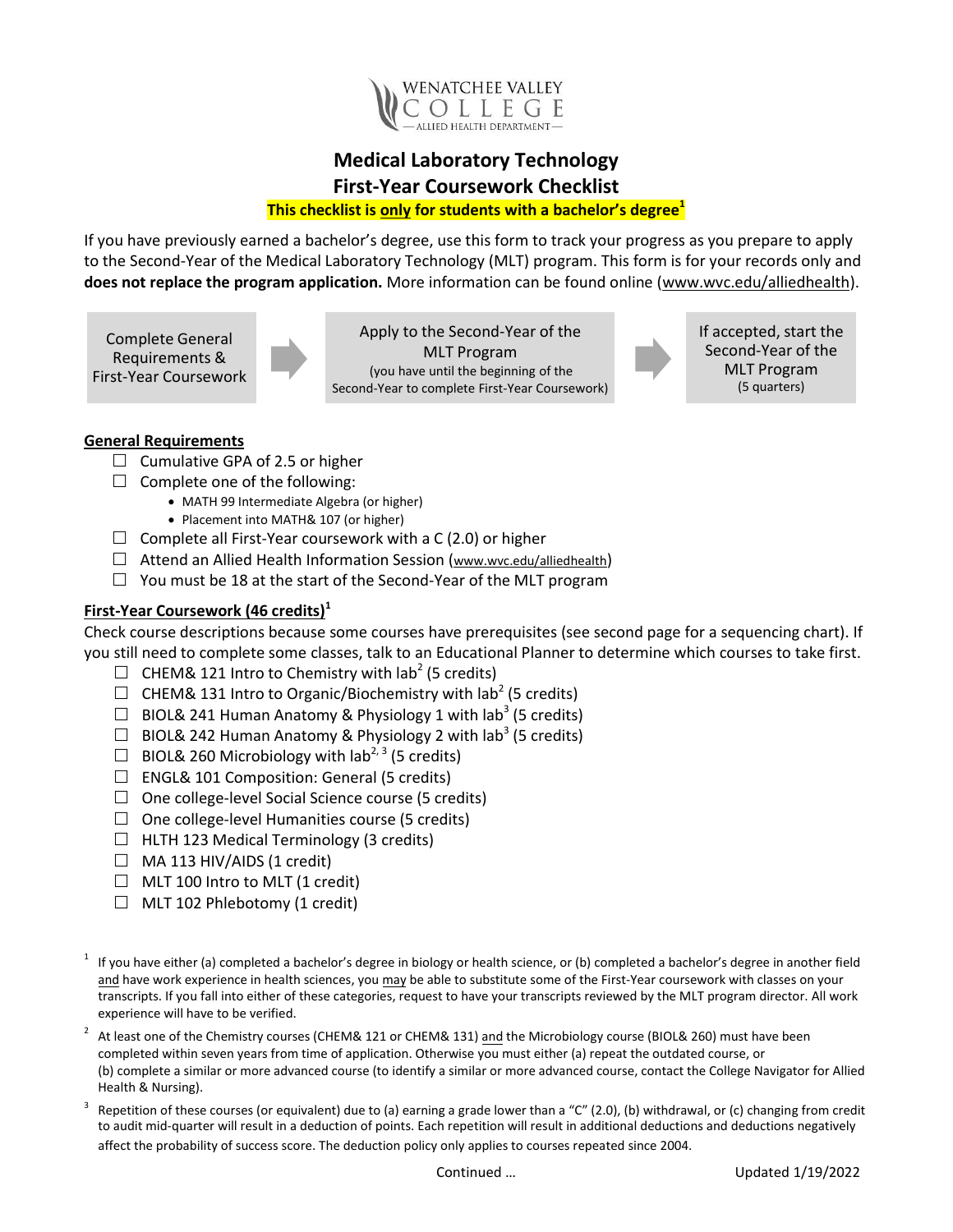WENATCHEE VALLEY COLLEGE — ALLIED HEALTH DEPARTMENT —

# Medical Laboratory Technology
# First-Year Coursework Checklist

**This checklist is only for students with a bachelor's degree[1]**

If you have previously earned a bachelor's degree, use this form to track your progress as you prepare to apply to the Second-Year of the Medical Laboratory Technology (MLT) program. This form is for your records only and **does not replace the program application.** More information can be found online (www.wvc.edu/alliedhealth).

| Complete General Requirements & First-Year Coursework | → | Apply to the Second-Year of the MLT Program (you have until the beginning of the Second-Year to complete First-Year Coursework) | → | If accepted, start the Second-Year of the MLT Program (5 quarters) |
|---|---|---|---|---|

## General Requirements

- ☐ Cumulative GPA of 2.5 or higher
- ☐ Complete one of the following:
  - MATH 99 Intermediate Algebra (or higher)
  - Placement into MATH& 107 (or higher)
- ☐ Complete all First-Year coursework with a C (2.0) or higher
- ☐ Attend an Allied Health Information Session (www.wvc.edu/alliedhealth)
- ☐ You must be 18 at the start of the Second-Year of the MLT program

## First-Year Coursework (46 credits)[1]

Check course descriptions because some courses have prerequisites (see second page for a sequencing chart). If you still need to complete some classes, talk to an Educational Planner to determine which courses to take first.

- ☐ CHEM& 121 Intro to Chemistry with lab[2] (5 credits)
- ☐ CHEM& 131 Intro to Organic/Biochemistry with lab[2] (5 credits)
- ☐ BIOL& 241 Human Anatomy & Physiology 1 with lab[3] (5 credits)
- ☐ BIOL& 242 Human Anatomy & Physiology 2 with lab[3] (5 credits)
- ☐ BIOL& 260 Microbiology with lab[2, 3] (5 credits)
- ☐ ENGL& 101 Composition: General (5 credits)
- ☐ One college-level Social Science course (5 credits)
- ☐ One college-level Humanities course (5 credits)
- ☐ HLTH 123 Medical Terminology (3 credits)
- ☐ MA 113 HIV/AIDS (1 credit)
- ☐ MLT 100 Intro to MLT (1 credit)
- ☐ MLT 102 Phlebotomy (1 credit)

[1] If you have either (a) completed a bachelor's degree in biology or health science, or (b) completed a bachelor's degree in another field and have work experience in health sciences, you may be able to substitute some of the First-Year coursework with classes on your transcripts. If you fall into either of these categories, request to have your transcripts reviewed by the MLT program director. All work experience will have to be verified.

[2] At least one of the Chemistry courses (CHEM& 121 or CHEM& 131) and the Microbiology course (BIOL& 260) must have been completed within seven years from time of application. Otherwise you must either (a) repeat the outdated course, or (b) complete a similar or more advanced course (to identify a similar or more advanced course, contact the College Navigator for Allied Health & Nursing).

[3] Repetition of these courses (or equivalent) due to (a) earning a grade lower than a "C" (2.0), (b) withdrawal, or (c) changing from credit to audit mid-quarter will result in a deduction of points. Each repetition will result in additional deductions and deductions negatively affect the probability of success score. The deduction policy only applies to courses repeated since 2004.

Continued …

Updated 1/19/2022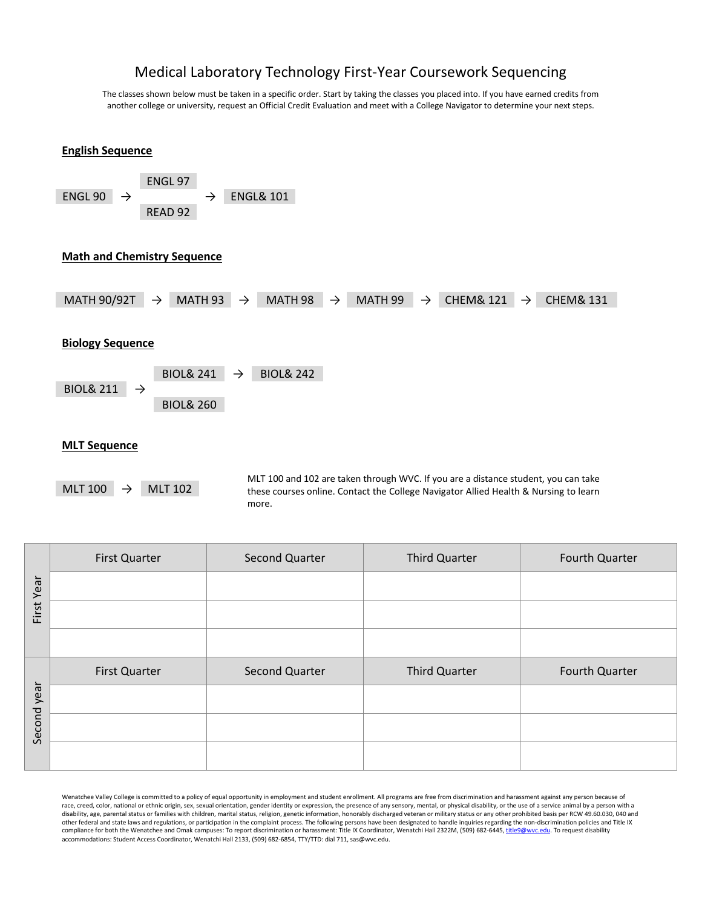# Medical Laboratory Technology First-Year Coursework Sequencing

The classes shown below must be taken in a specific order. Start by taking the classes you placed into. If you have earned credits from another college or university, request an Official Credit Evaluation and meet with a College Navigator to determine your next steps.

**English Sequence**

ENGL 90 → ENGL 97 / READ 92 → ENGL& 101

**Math and Chemistry Sequence**

MATH 90/92T → MATH 93 → MATH 98 → MATH 99 → CHEM& 121 → CHEM& 131

**Biology Sequence**

BIOL& 211 → BIOL& 241 → BIOL& 242

BIOL& 211 → BIOL& 260

**MLT Sequence**

MLT 100 → MLT 102

MLT 100 and 102 are taken through WVC. If you are a distance student, you can take these courses online. Contact the College Navigator Allied Health & Nursing to learn more.

| | First Quarter | Second Quarter | Third Quarter | Fourth Quarter |
|---|---|---|---|---|
| First Year | | | | |
| | | | | |
| | | | | |
| | First Quarter | Second Quarter | Third Quarter | Fourth Quarter |
| Second year | | | | |
| | | | | |
| | | | | |

Wenatchee Valley College is committed to a policy of equal opportunity in employment and student enrollment. All programs are free from discrimination and harassment against any person because of race, creed, color, national or ethnic origin, sex, sexual orientation, gender identity or expression, the presence of any sensory, mental, or physical disability, or the use of a service animal by a person with a disability, age, parental status or families with children, marital status, religion, genetic information, honorably discharged veteran or military status or any other prohibited basis per RCW 49.60.030, 040 and other federal and state laws and regulations, or participation in the complaint process. The following persons have been designated to handle inquiries regarding the non-discrimination policies and Title IX compliance for both the Wenatchee and Omak campuses: To report discrimination or harassment: Title IX Coordinator, Wenatchi Hall 2322M, (509) 682-6445, title9@wvc.edu. To request disability accommodations: Student Access Coordinator, Wenatchi Hall 2133, (509) 682-6854, TTY/TTD: dial 711, sas@wvc.edu.